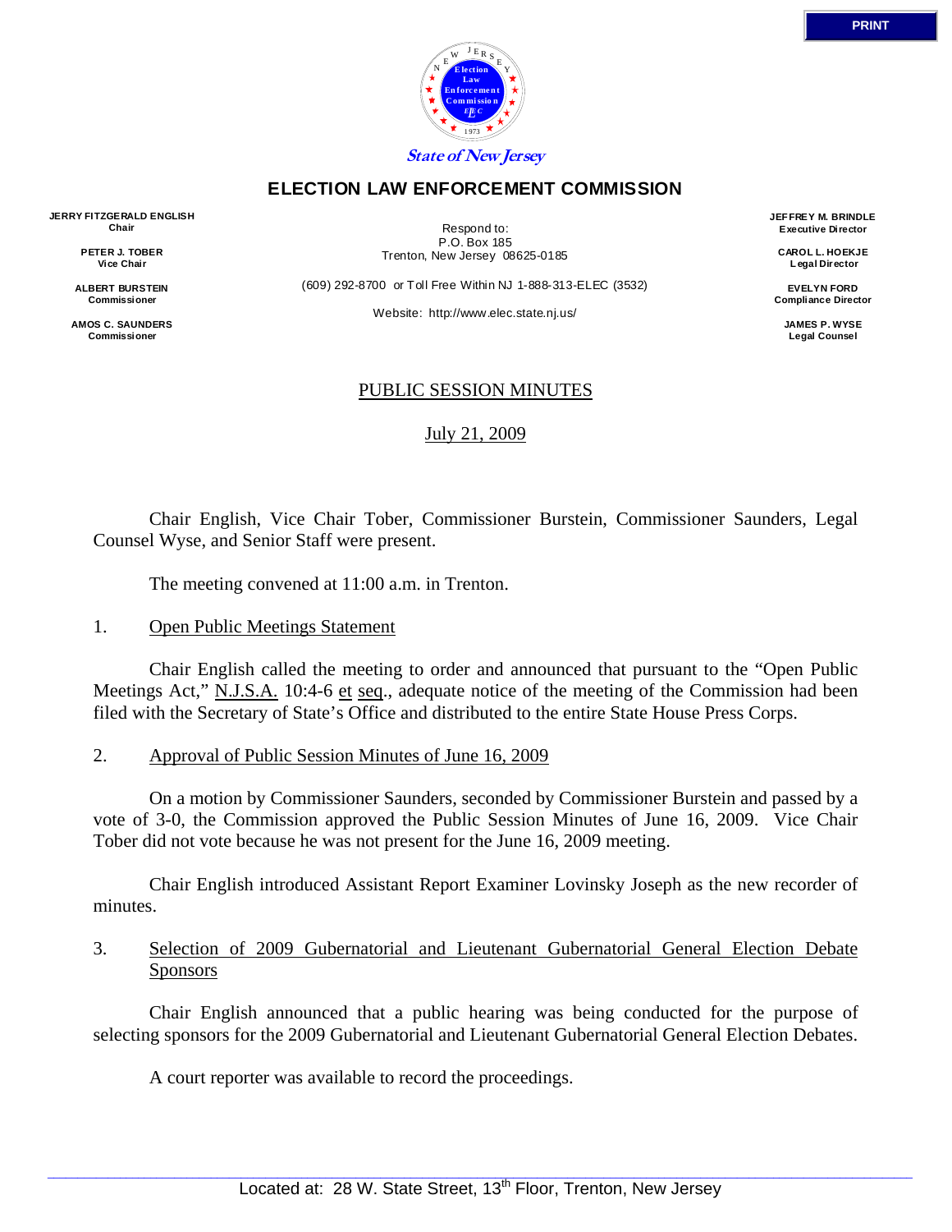State of New Jersey

## ELECTION LAW ENFORCEMENT COMMISSION

**JERRY FITZGERALD ENGLISH**
**Chair**

**PETER J. TOBER**
**Vice Chair**

**ALBERT BURSTEIN**
**Commissioner**

**AMOS C. SAUNDERS**
**Commissioner**

Respond to:
P.O. Box 185
Trenton, New Jersey 08625-0185

(609) 292-8700 or Toll Free Within NJ 1-888-313-ELEC (3532)

Website: http://www.elec.state.nj.us/

**JEFFREY M. BRINDLE**
**Executive Director**

**CAROL L. HOEKJE**
**Legal Director**

**EVELYN FORD**
**Compliance Director**

**JAMES P. WYSE**
**Legal Counsel**

PUBLIC SESSION MINUTES

July 21, 2009

Chair English, Vice Chair Tober, Commissioner Burstein, Commissioner Saunders, Legal Counsel Wyse, and Senior Staff were present.

The meeting convened at 11:00 a.m. in Trenton.

1. Open Public Meetings Statement

Chair English called the meeting to order and announced that pursuant to the "Open Public Meetings Act," N.J.S.A. 10:4-6 et seq., adequate notice of the meeting of the Commission had been filed with the Secretary of State's Office and distributed to the entire State House Press Corps.

2. Approval of Public Session Minutes of June 16, 2009

On a motion by Commissioner Saunders, seconded by Commissioner Burstein and passed by a vote of 3-0, the Commission approved the Public Session Minutes of June 16, 2009. Vice Chair Tober did not vote because he was not present for the June 16, 2009 meeting.

Chair English introduced Assistant Report Examiner Lovinsky Joseph as the new recorder of minutes.

3. Selection of 2009 Gubernatorial and Lieutenant Gubernatorial General Election Debate Sponsors

Chair English announced that a public hearing was being conducted for the purpose of selecting sponsors for the 2009 Gubernatorial and Lieutenant Gubernatorial General Election Debates.

A court reporter was available to record the proceedings.

Located at: 28 W. State Street, 13th Floor, Trenton, New Jersey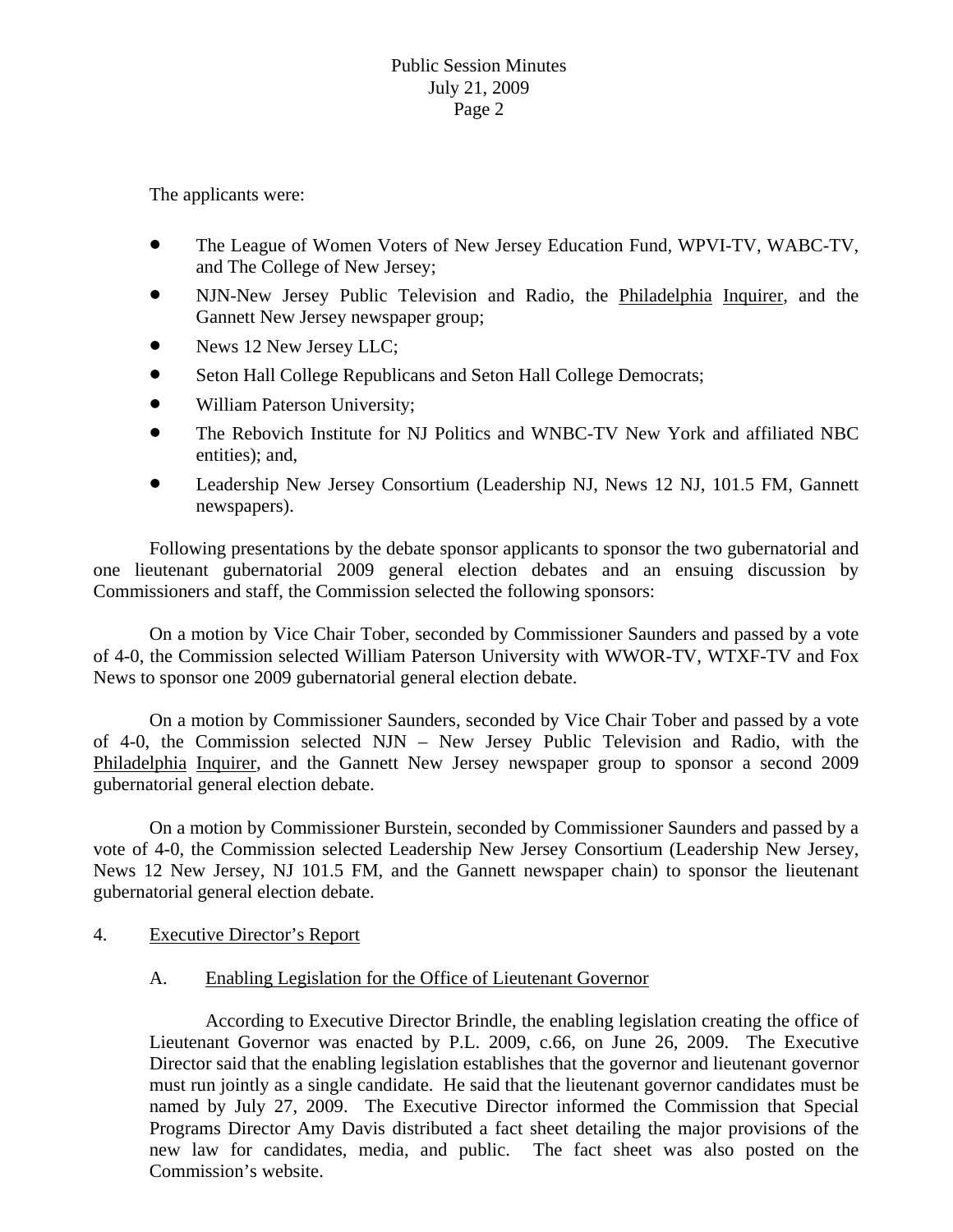The applicants were:

- The League of Women Voters of New Jersey Education Fund, WPVI-TV, WABC-TV, and The College of New Jersey;
- NJN-New Jersey Public Television and Radio, the Philadelphia Inquirer, and the Gannett New Jersey newspaper group;
- News 12 New Jersey LLC;
- Seton Hall College Republicans and Seton Hall College Democrats;
- William Paterson University;
- The Rebovich Institute for NJ Politics and WNBC-TV New York and affiliated NBC entities); and,
- Leadership New Jersey Consortium (Leadership NJ, News 12 NJ, 101.5 FM, Gannett newspapers).

Following presentations by the debate sponsor applicants to sponsor the two gubernatorial and one lieutenant gubernatorial 2009 general election debates and an ensuing discussion by Commissioners and staff, the Commission selected the following sponsors:

On a motion by Vice Chair Tober, seconded by Commissioner Saunders and passed by a vote of 4-0, the Commission selected William Paterson University with WWOR-TV, WTXF-TV and Fox News to sponsor one 2009 gubernatorial general election debate.

On a motion by Commissioner Saunders, seconded by Vice Chair Tober and passed by a vote of 4-0, the Commission selected NJN – New Jersey Public Television and Radio, with the Philadelphia Inquirer, and the Gannett New Jersey newspaper group to sponsor a second 2009 gubernatorial general election debate.

On a motion by Commissioner Burstein, seconded by Commissioner Saunders and passed by a vote of 4-0, the Commission selected Leadership New Jersey Consortium (Leadership New Jersey, News 12 New Jersey, NJ 101.5 FM, and the Gannett newspaper chain) to sponsor the lieutenant gubernatorial general election debate.

4. Executive Director's Report

A. Enabling Legislation for the Office of Lieutenant Governor

According to Executive Director Brindle, the enabling legislation creating the office of Lieutenant Governor was enacted by P.L. 2009, c.66, on June 26, 2009. The Executive Director said that the enabling legislation establishes that the governor and lieutenant governor must run jointly as a single candidate. He said that the lieutenant governor candidates must be named by July 27, 2009. The Executive Director informed the Commission that Special Programs Director Amy Davis distributed a fact sheet detailing the major provisions of the new law for candidates, media, and public. The fact sheet was also posted on the Commission's website.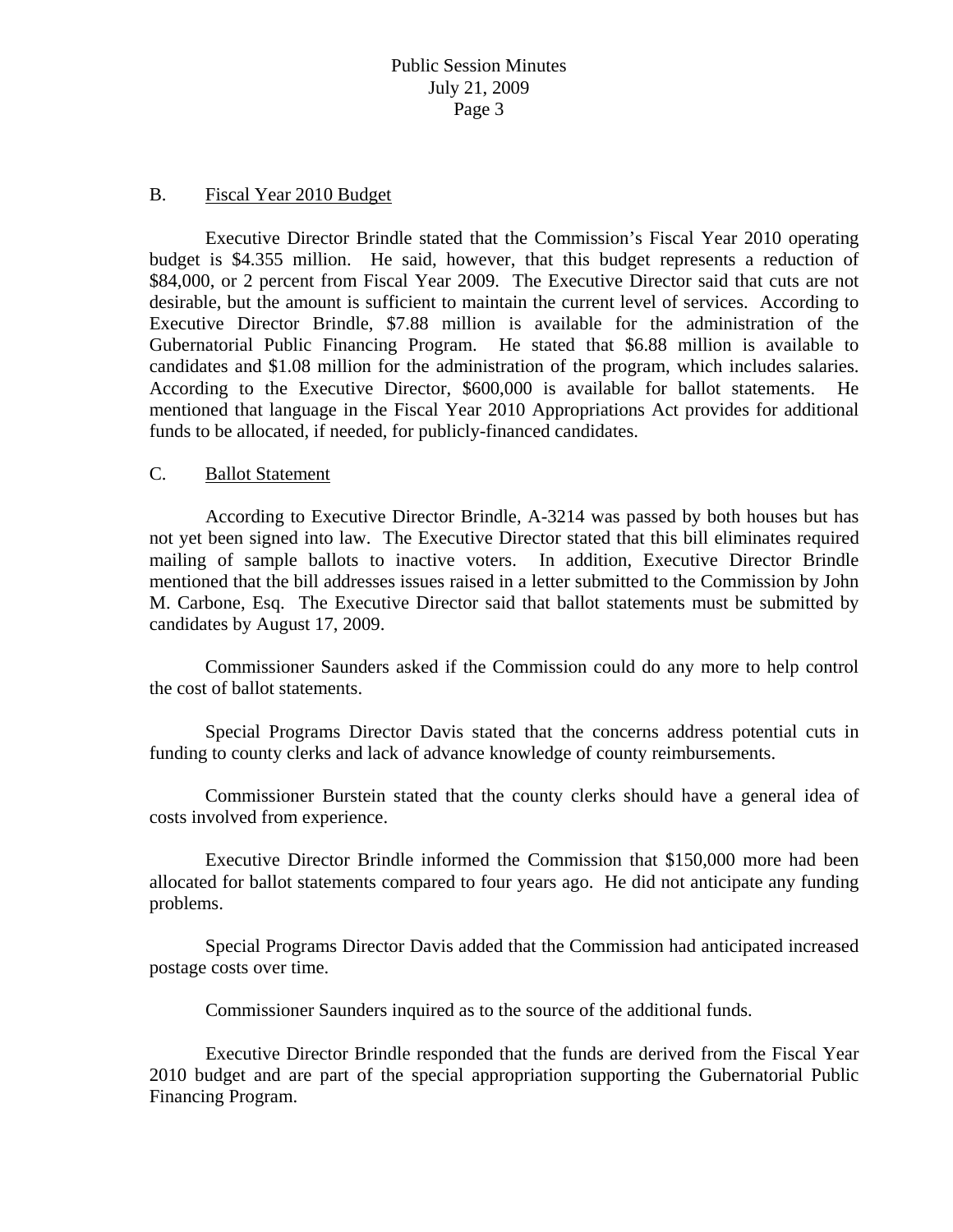B. Fiscal Year 2010 Budget

Executive Director Brindle stated that the Commission's Fiscal Year 2010 operating budget is $4.355 million. He said, however, that this budget represents a reduction of $84,000, or 2 percent from Fiscal Year 2009. The Executive Director said that cuts are not desirable, but the amount is sufficient to maintain the current level of services. According to Executive Director Brindle, $7.88 million is available for the administration of the Gubernatorial Public Financing Program. He stated that $6.88 million is available to candidates and $1.08 million for the administration of the program, which includes salaries. According to the Executive Director, $600,000 is available for ballot statements. He mentioned that language in the Fiscal Year 2010 Appropriations Act provides for additional funds to be allocated, if needed, for publicly-financed candidates.

C. Ballot Statement

According to Executive Director Brindle, A-3214 was passed by both houses but has not yet been signed into law. The Executive Director stated that this bill eliminates required mailing of sample ballots to inactive voters. In addition, Executive Director Brindle mentioned that the bill addresses issues raised in a letter submitted to the Commission by John M. Carbone, Esq. The Executive Director said that ballot statements must be submitted by candidates by August 17, 2009.

Commissioner Saunders asked if the Commission could do any more to help control the cost of ballot statements.

Special Programs Director Davis stated that the concerns address potential cuts in funding to county clerks and lack of advance knowledge of county reimbursements.

Commissioner Burstein stated that the county clerks should have a general idea of costs involved from experience.

Executive Director Brindle informed the Commission that $150,000 more had been allocated for ballot statements compared to four years ago. He did not anticipate any funding problems.

Special Programs Director Davis added that the Commission had anticipated increased postage costs over time.

Commissioner Saunders inquired as to the source of the additional funds.

Executive Director Brindle responded that the funds are derived from the Fiscal Year 2010 budget and are part of the special appropriation supporting the Gubernatorial Public Financing Program.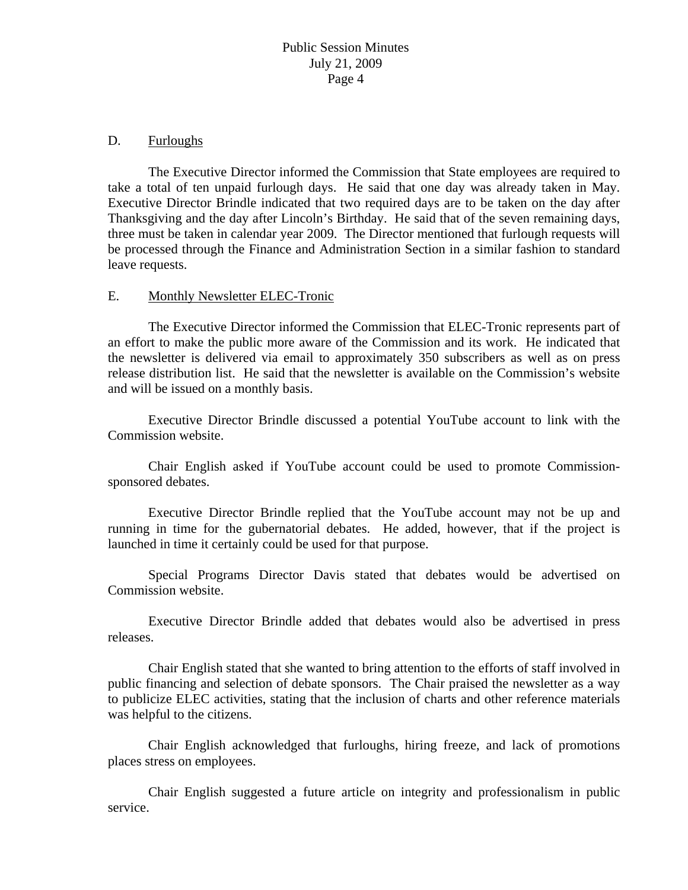D. Furloughs

The Executive Director informed the Commission that State employees are required to take a total of ten unpaid furlough days. He said that one day was already taken in May. Executive Director Brindle indicated that two required days are to be taken on the day after Thanksgiving and the day after Lincoln's Birthday. He said that of the seven remaining days, three must be taken in calendar year 2009. The Director mentioned that furlough requests will be processed through the Finance and Administration Section in a similar fashion to standard leave requests.

E. Monthly Newsletter ELEC-Tronic

The Executive Director informed the Commission that ELEC-Tronic represents part of an effort to make the public more aware of the Commission and its work. He indicated that the newsletter is delivered via email to approximately 350 subscribers as well as on press release distribution list. He said that the newsletter is available on the Commission's website and will be issued on a monthly basis.

Executive Director Brindle discussed a potential YouTube account to link with the Commission website.

Chair English asked if YouTube account could be used to promote Commission-sponsored debates.

Executive Director Brindle replied that the YouTube account may not be up and running in time for the gubernatorial debates. He added, however, that if the project is launched in time it certainly could be used for that purpose.

Special Programs Director Davis stated that debates would be advertised on Commission website.

Executive Director Brindle added that debates would also be advertised in press releases.

Chair English stated that she wanted to bring attention to the efforts of staff involved in public financing and selection of debate sponsors. The Chair praised the newsletter as a way to publicize ELEC activities, stating that the inclusion of charts and other reference materials was helpful to the citizens.

Chair English acknowledged that furloughs, hiring freeze, and lack of promotions places stress on employees.

Chair English suggested a future article on integrity and professionalism in public service.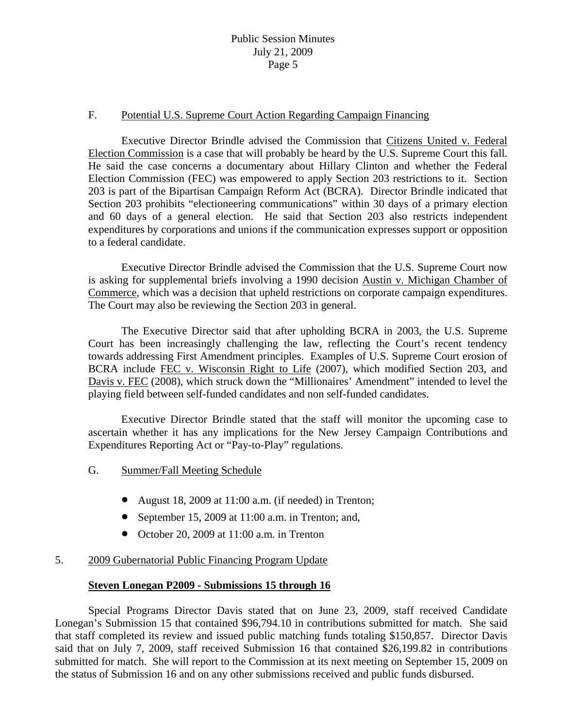### F. Potential U.S. Supreme Court Action Regarding Campaign Financing

Executive Director Brindle advised the Commission that Citizens United v. Federal Election Commission is a case that will probably be heard by the U.S. Supreme Court this fall. He said the case concerns a documentary about Hillary Clinton and whether the Federal Election Commission (FEC) was empowered to apply Section 203 restrictions to it. Section 203 is part of the Bipartisan Campaign Reform Act (BCRA). Director Brindle indicated that Section 203 prohibits "electioneering communications" within 30 days of a primary election and 60 days of a general election. He said that Section 203 also restricts independent expenditures by corporations and unions if the communication expresses support or opposition to a federal candidate.

Executive Director Brindle advised the Commission that the U.S. Supreme Court now is asking for supplemental briefs involving a 1990 decision Austin v. Michigan Chamber of Commerce, which was a decision that upheld restrictions on corporate campaign expenditures. The Court may also be reviewing the Section 203 in general.

The Executive Director said that after upholding BCRA in 2003, the U.S. Supreme Court has been increasingly challenging the law, reflecting the Court's recent tendency towards addressing First Amendment principles. Examples of U.S. Supreme Court erosion of BCRA include FEC v. Wisconsin Right to Life (2007), which modified Section 203, and Davis v. FEC (2008), which struck down the "Millionaires' Amendment" intended to level the playing field between self-funded candidates and non self-funded candidates.

Executive Director Brindle stated that the staff will monitor the upcoming case to ascertain whether it has any implications for the New Jersey Campaign Contributions and Expenditures Reporting Act or "Pay-to-Play" regulations.

### G. Summer/Fall Meeting Schedule

- August 18, 2009 at 11:00 a.m. (if needed) in Trenton;
- September 15, 2009 at 11:00 a.m. in Trenton; and,
- October 20, 2009 at 11:00 a.m. in Trenton

## 5. 2009 Gubernatorial Public Financing Program Update

**Steven Lonegan P2009 - Submissions 15 through 16**

Special Programs Director Davis stated that on June 23, 2009, staff received Candidate Lonegan's Submission 15 that contained $96,794.10 in contributions submitted for match. She said that staff completed its review and issued public matching funds totaling $150,857. Director Davis said that on July 7, 2009, staff received Submission 16 that contained $26,199.82 in contributions submitted for match. She will report to the Commission at its next meeting on September 15, 2009 on the status of Submission 16 and on any other submissions received and public funds disbursed.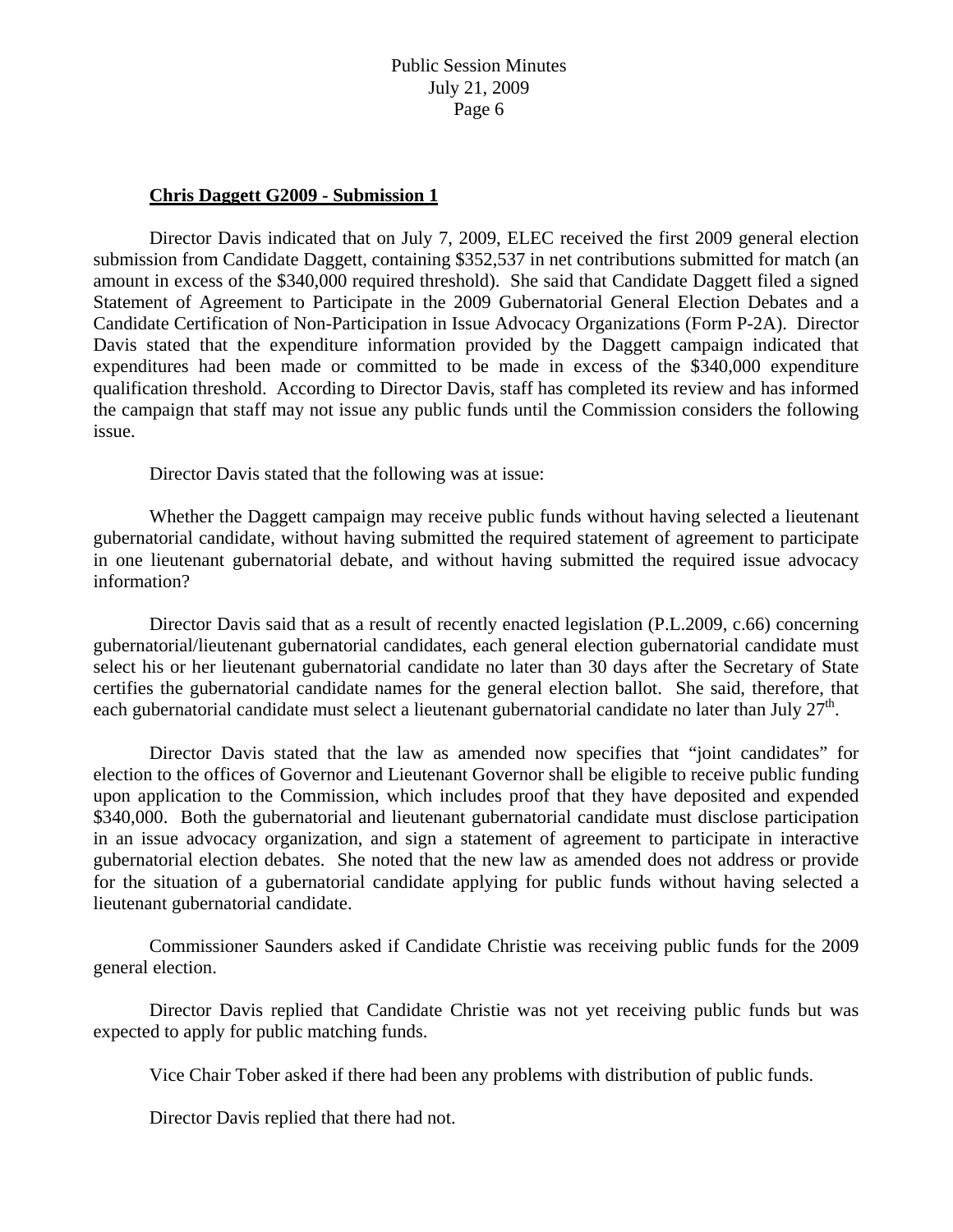**Chris Daggett G2009 - Submission 1**

Director Davis indicated that on July 7, 2009, ELEC received the first 2009 general election submission from Candidate Daggett, containing $352,537 in net contributions submitted for match (an amount in excess of the $340,000 required threshold). She said that Candidate Daggett filed a signed Statement of Agreement to Participate in the 2009 Gubernatorial General Election Debates and a Candidate Certification of Non-Participation in Issue Advocacy Organizations (Form P-2A). Director Davis stated that the expenditure information provided by the Daggett campaign indicated that expenditures had been made or committed to be made in excess of the $340,000 expenditure qualification threshold. According to Director Davis, staff has completed its review and has informed the campaign that staff may not issue any public funds until the Commission considers the following issue.

Director Davis stated that the following was at issue:

Whether the Daggett campaign may receive public funds without having selected a lieutenant gubernatorial candidate, without having submitted the required statement of agreement to participate in one lieutenant gubernatorial debate, and without having submitted the required issue advocacy information?

Director Davis said that as a result of recently enacted legislation (P.L.2009, c.66) concerning gubernatorial/lieutenant gubernatorial candidates, each general election gubernatorial candidate must select his or her lieutenant gubernatorial candidate no later than 30 days after the Secretary of State certifies the gubernatorial candidate names for the general election ballot. She said, therefore, that each gubernatorial candidate must select a lieutenant gubernatorial candidate no later than July 27th.

Director Davis stated that the law as amended now specifies that "joint candidates" for election to the offices of Governor and Lieutenant Governor shall be eligible to receive public funding upon application to the Commission, which includes proof that they have deposited and expended $340,000. Both the gubernatorial and lieutenant gubernatorial candidate must disclose participation in an issue advocacy organization, and sign a statement of agreement to participate in interactive gubernatorial election debates. She noted that the new law as amended does not address or provide for the situation of a gubernatorial candidate applying for public funds without having selected a lieutenant gubernatorial candidate.

Commissioner Saunders asked if Candidate Christie was receiving public funds for the 2009 general election.

Director Davis replied that Candidate Christie was not yet receiving public funds but was expected to apply for public matching funds.

Vice Chair Tober asked if there had been any problems with distribution of public funds.

Director Davis replied that there had not.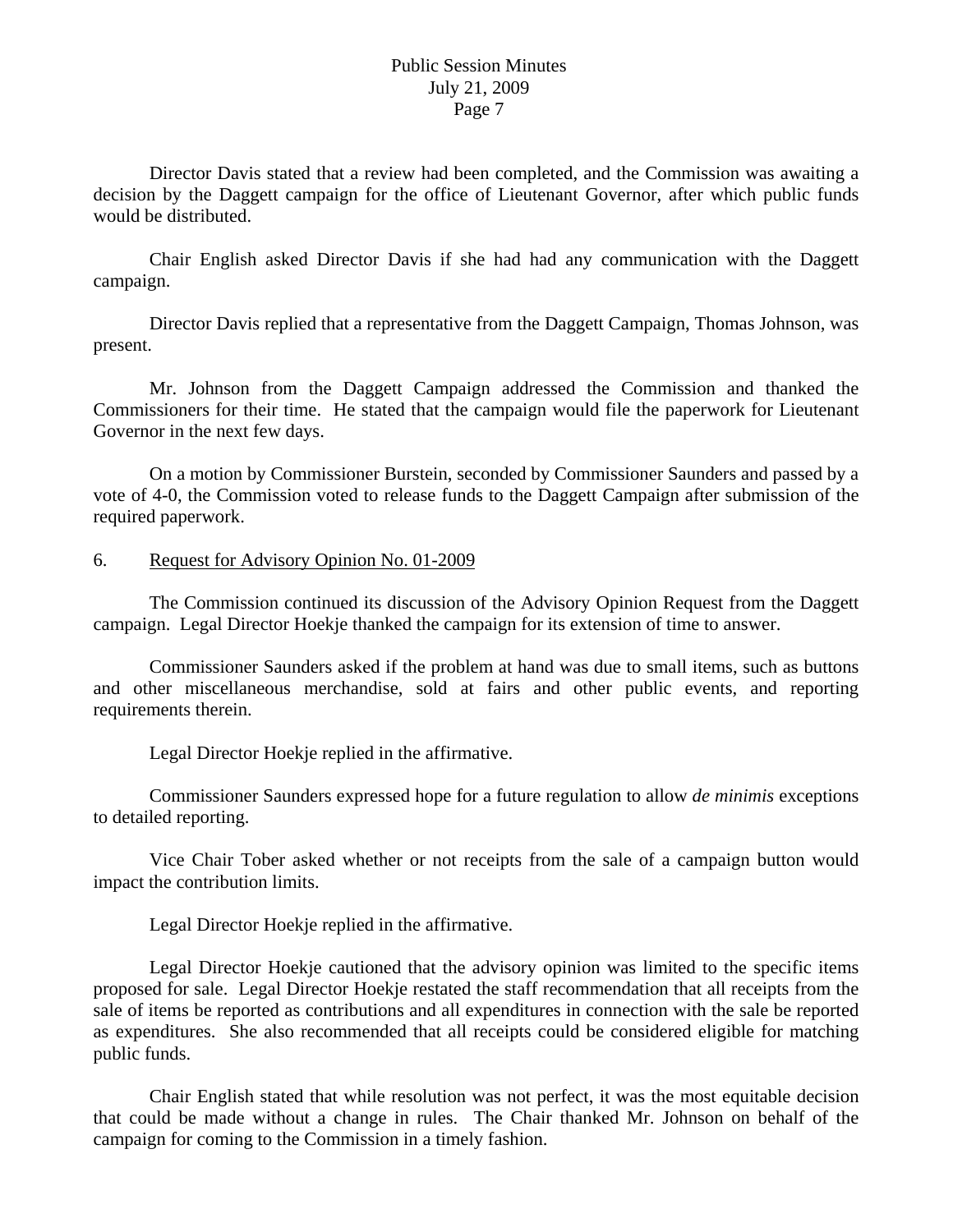Director Davis stated that a review had been completed, and the Commission was awaiting a decision by the Daggett campaign for the office of Lieutenant Governor, after which public funds would be distributed.

Chair English asked Director Davis if she had had any communication with the Daggett campaign.

Director Davis replied that a representative from the Daggett Campaign, Thomas Johnson, was present.

Mr. Johnson from the Daggett Campaign addressed the Commission and thanked the Commissioners for their time. He stated that the campaign would file the paperwork for Lieutenant Governor in the next few days.

On a motion by Commissioner Burstein, seconded by Commissioner Saunders and passed by a vote of 4-0, the Commission voted to release funds to the Daggett Campaign after submission of the required paperwork.

6. Request for Advisory Opinion No. 01-2009

The Commission continued its discussion of the Advisory Opinion Request from the Daggett campaign. Legal Director Hoekje thanked the campaign for its extension of time to answer.

Commissioner Saunders asked if the problem at hand was due to small items, such as buttons and other miscellaneous merchandise, sold at fairs and other public events, and reporting requirements therein.

Legal Director Hoekje replied in the affirmative.

Commissioner Saunders expressed hope for a future regulation to allow *de minimis* exceptions to detailed reporting.

Vice Chair Tober asked whether or not receipts from the sale of a campaign button would impact the contribution limits.

Legal Director Hoekje replied in the affirmative.

Legal Director Hoekje cautioned that the advisory opinion was limited to the specific items proposed for sale. Legal Director Hoekje restated the staff recommendation that all receipts from the sale of items be reported as contributions and all expenditures in connection with the sale be reported as expenditures. She also recommended that all receipts could be considered eligible for matching public funds.

Chair English stated that while resolution was not perfect, it was the most equitable decision that could be made without a change in rules. The Chair thanked Mr. Johnson on behalf of the campaign for coming to the Commission in a timely fashion.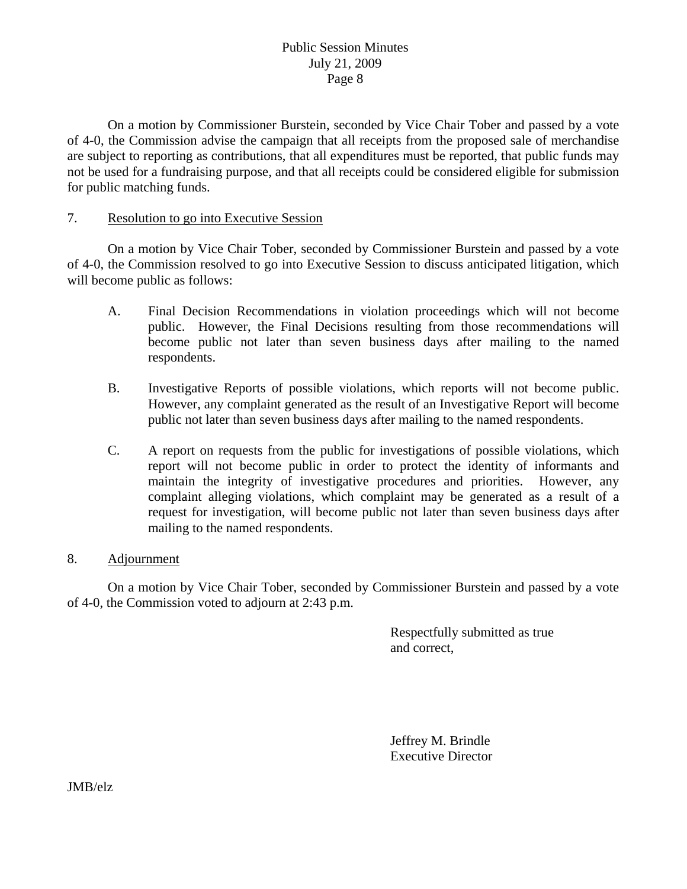On a motion by Commissioner Burstein, seconded by Vice Chair Tober and passed by a vote of 4-0, the Commission advise the campaign that all receipts from the proposed sale of merchandise are subject to reporting as contributions, that all expenditures must be reported, that public funds may not be used for a fundraising purpose, and that all receipts could be considered eligible for submission for public matching funds.

7. Resolution to go into Executive Session

On a motion by Vice Chair Tober, seconded by Commissioner Burstein and passed by a vote of 4-0, the Commission resolved to go into Executive Session to discuss anticipated litigation, which will become public as follows:

A. Final Decision Recommendations in violation proceedings which will not become public. However, the Final Decisions resulting from those recommendations will become public not later than seven business days after mailing to the named respondents.

B. Investigative Reports of possible violations, which reports will not become public. However, any complaint generated as the result of an Investigative Report will become public not later than seven business days after mailing to the named respondents.

C. A report on requests from the public for investigations of possible violations, which report will not become public in order to protect the identity of informants and maintain the integrity of investigative procedures and priorities. However, any complaint alleging violations, which complaint may be generated as a result of a request for investigation, will become public not later than seven business days after mailing to the named respondents.

8. Adjournment

On a motion by Vice Chair Tober, seconded by Commissioner Burstein and passed by a vote of 4-0, the Commission voted to adjourn at 2:43 p.m.

Respectfully submitted as true and correct,

Jeffrey M. Brindle
Executive Director

JMB/elz